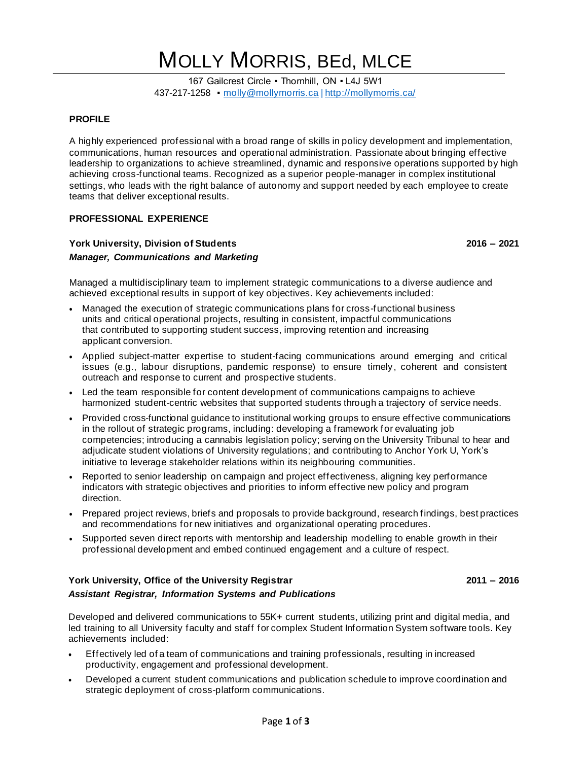# MOLLY MORRIS, BEd, MLCE

167 Gailcrest Circle ▪ Thornhill, ON ▪ L4J 5W1
437-217-1258 ▪ molly@mollymorris.ca | http://mollymorris.ca/

## PROFILE

A highly experienced professional with a broad range of skills in policy development and implementation, communications, human resources and operational administration. Passionate about bringing effective leadership to organizations to achieve streamlined, dynamic and responsive operations supported by high achieving cross-functional teams. Recognized as a superior people-manager in complex institutional settings, who leads with the right balance of autonomy and support needed by each employee to create teams that deliver exceptional results.

## PROFESSIONAL EXPERIENCE

**York University, Division of Students** **2016 – 2021**
***Manager, Communications and Marketing***

Managed a multidisciplinary team to implement strategic communications to a diverse audience and achieved exceptional results in support of key objectives. Key achievements included:

- Managed the execution of strategic communications plans for cross-functional business units and critical operational projects, resulting in consistent, impactful communications that contributed to supporting student success, improving retention and increasing applicant conversion.
- Applied subject-matter expertise to student-facing communications around emerging and critical issues (e.g., labour disruptions, pandemic response) to ensure timely, coherent and consistent outreach and response to current and prospective students.
- Led the team responsible for content development of communications campaigns to achieve harmonized student-centric websites that supported students through a trajectory of service needs.
- Provided cross-functional guidance to institutional working groups to ensure effective communications in the rollout of strategic programs, including: developing a framework for evaluating job competencies; introducing a cannabis legislation policy; serving on the University Tribunal to hear and adjudicate student violations of University regulations; and contributing to Anchor York U, York's initiative to leverage stakeholder relations within its neighbouring communities.
- Reported to senior leadership on campaign and project effectiveness, aligning key performance indicators with strategic objectives and priorities to inform effective new policy and program direction.
- Prepared project reviews, briefs and proposals to provide background, research findings, best practices and recommendations for new initiatives and organizational operating procedures.
- Supported seven direct reports with mentorship and leadership modelling to enable growth in their professional development and embed continued engagement and a culture of respect.

**York University, Office of the University Registrar** **2011 – 2016**
***Assistant Registrar, Information Systems and Publications***

Developed and delivered communications to 55K+ current students, utilizing print and digital media, and led training to all University faculty and staff for complex Student Information System software tools. Key achievements included:

- Effectively led of a team of communications and training professionals, resulting in increased productivity, engagement and professional development.
- Developed a current student communications and publication schedule to improve coordination and strategic deployment of cross-platform communications.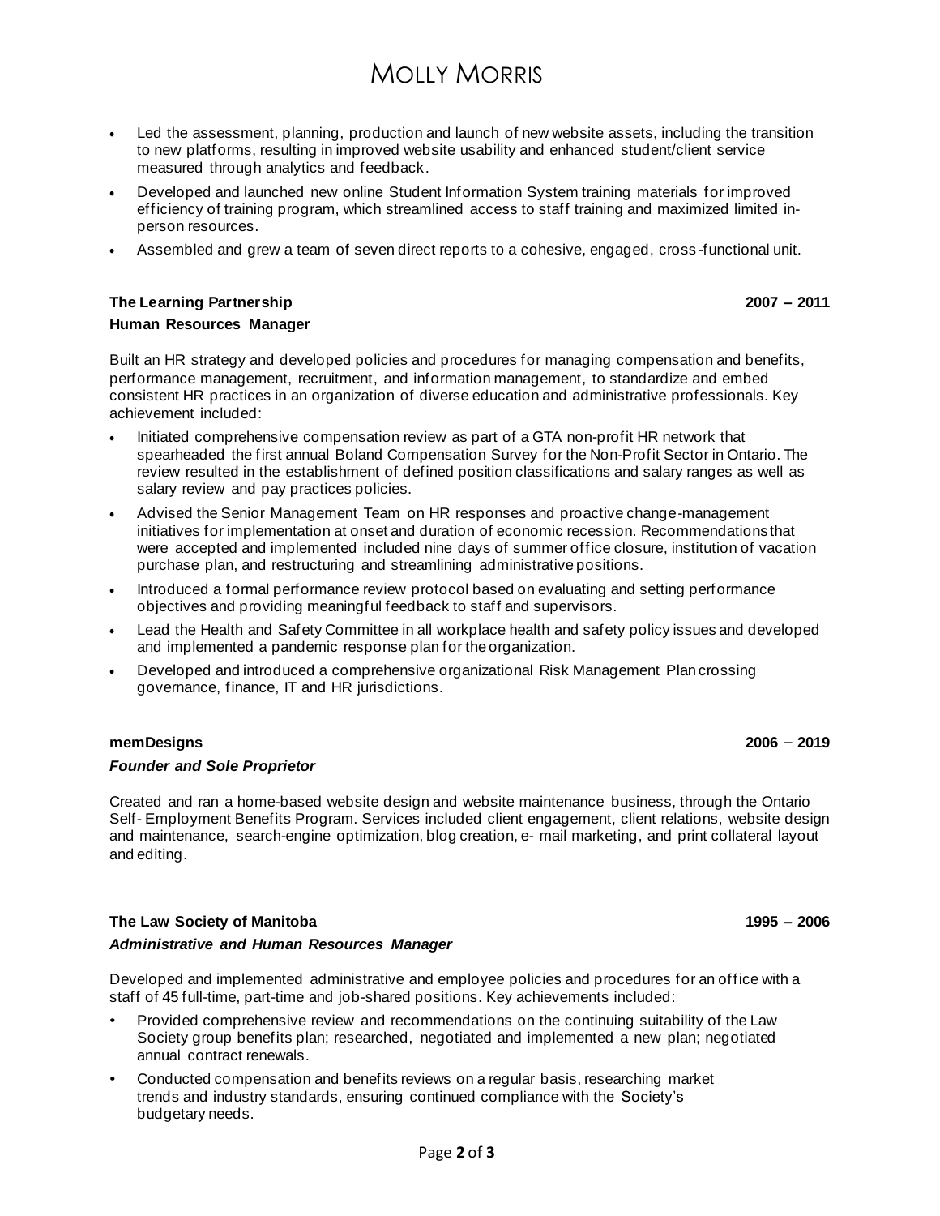- Led the assessment, planning, production and launch of new website assets, including the transition to new platforms, resulting in improved website usability and enhanced student/client service measured through analytics and feedback.
- Developed and launched new online Student Information System training materials for improved efficiency of training program, which streamlined access to staff training and maximized limited in-person resources.
- Assembled and grew a team of seven direct reports to a cohesive, engaged, cross-functional unit.

**The Learning Partnership** **2007 – 2011**

**Human Resources Manager**

Built an HR strategy and developed policies and procedures for managing compensation and benefits, performance management, recruitment, and information management, to standardize and embed consistent HR practices in an organization of diverse education and administrative professionals. Key achievement included:

- Initiated comprehensive compensation review as part of a GTA non-profit HR network that spearheaded the first annual Boland Compensation Survey for the Non-Profit Sector in Ontario. The review resulted in the establishment of defined position classifications and salary ranges as well as salary review and pay practices policies.
- Advised the Senior Management Team on HR responses and proactive change-management initiatives for implementation at onset and duration of economic recession. Recommendations that were accepted and implemented included nine days of summer office closure, institution of vacation purchase plan, and restructuring and streamlining administrative positions.
- Introduced a formal performance review protocol based on evaluating and setting performance objectives and providing meaningful feedback to staff and supervisors.
- Lead the Health and Safety Committee in all workplace health and safety policy issues and developed and implemented a pandemic response plan for the organization.
- Developed and introduced a comprehensive organizational Risk Management Plan crossing governance, finance, IT and HR jurisdictions.

**memDesigns** **2006 – 2019**

***Founder and Sole Proprietor***

Created and ran a home-based website design and website maintenance business, through the Ontario Self- Employment Benefits Program. Services included client engagement, client relations, website design and maintenance, search-engine optimization, blog creation, e- mail marketing, and print collateral layout and editing.

**The Law Society of Manitoba** **1995 – 2006**

***Administrative and Human Resources Manager***

Developed and implemented administrative and employee policies and procedures for an office with a staff of 45 full-time, part-time and job-shared positions. Key achievements included:

- Provided comprehensive review and recommendations on the continuing suitability of the Law Society group benefits plan; researched, negotiated and implemented a new plan; negotiated annual contract renewals.
- Conducted compensation and benefits reviews on a regular basis, researching market trends and industry standards, ensuring continued compliance with the Society's budgetary needs.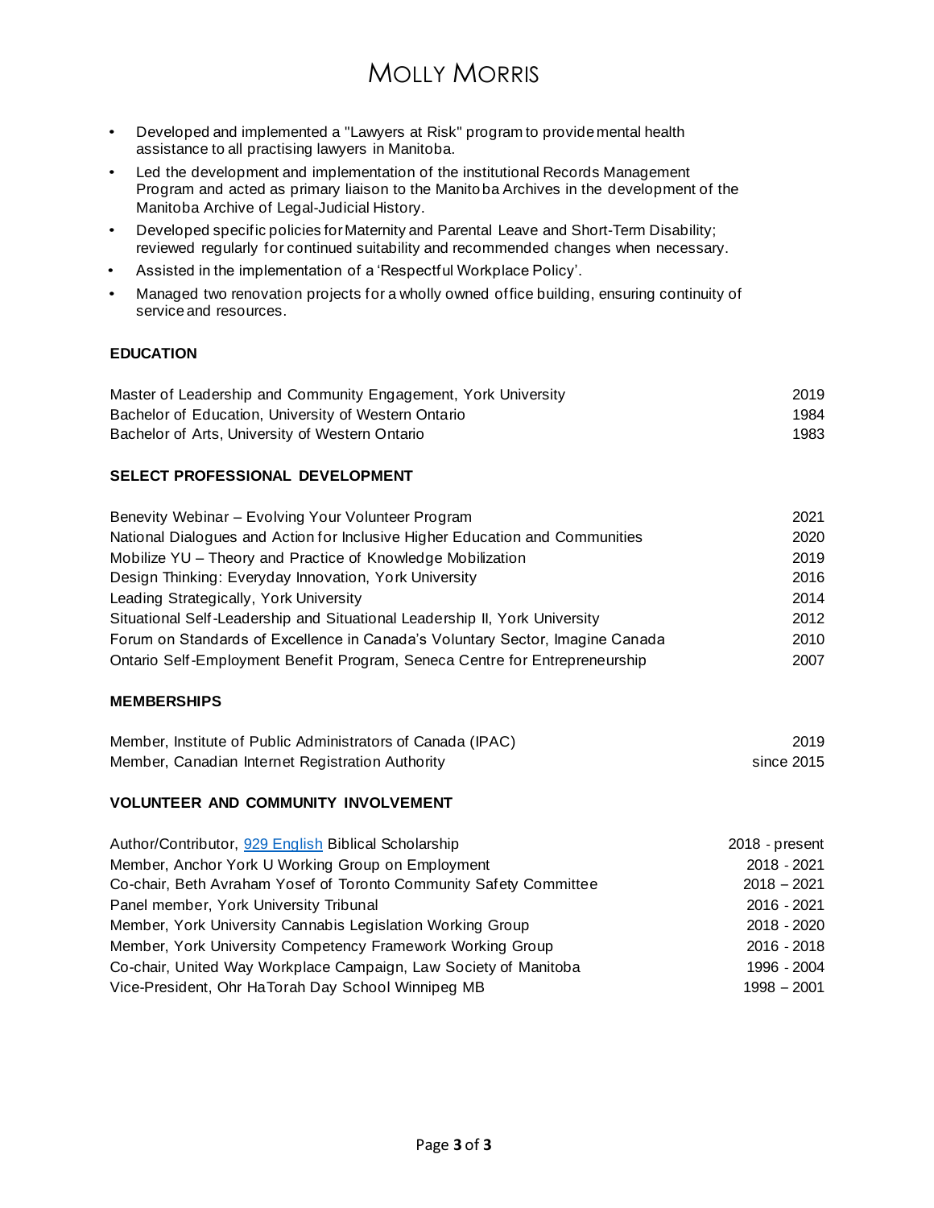- Developed and implemented a "Lawyers at Risk" program to provide mental health assistance to all practising lawyers in Manitoba.
- Led the development and implementation of the institutional Records Management Program and acted as primary liaison to the Manitoba Archives in the development of the Manitoba Archive of Legal-Judicial History.
- Developed specific policies for Maternity and Parental Leave and Short-Term Disability; reviewed regularly for continued suitability and recommended changes when necessary.
- Assisted in the implementation of a 'Respectful Workplace Policy'.
- Managed two renovation projects for a wholly owned office building, ensuring continuity of service and resources.

## EDUCATION

| | |
|---|---|
| Master of Leadership and Community Engagement, York University | 2019 |
| Bachelor of Education, University of Western Ontario | 1984 |
| Bachelor of Arts, University of Western Ontario | 1983 |

## SELECT PROFESSIONAL DEVELOPMENT

| | |
|---|---|
| Benevity Webinar – Evolving Your Volunteer Program | 2021 |
| National Dialogues and Action for Inclusive Higher Education and Communities | 2020 |
| Mobilize YU – Theory and Practice of Knowledge Mobilization | 2019 |
| Design Thinking: Everyday Innovation, York University | 2016 |
| Leading Strategically, York University | 2014 |
| Situational Self-Leadership and Situational Leadership II, York University | 2012 |
| Forum on Standards of Excellence in Canada's Voluntary Sector, Imagine Canada | 2010 |
| Ontario Self-Employment Benefit Program, Seneca Centre for Entrepreneurship | 2007 |

## MEMBERSHIPS

| | |
|---|---|
| Member, Institute of Public Administrators of Canada (IPAC) | 2019 |
| Member, Canadian Internet Registration Authority | since 2015 |

## VOLUNTEER AND COMMUNITY INVOLVEMENT

| | |
|---|---|
| Author/Contributor, 929 English Biblical Scholarship | 2018 - present |
| Member, Anchor York U Working Group on Employment | 2018 - 2021 |
| Co-chair, Beth Avraham Yosef of Toronto Community Safety Committee | 2018 – 2021 |
| Panel member, York University Tribunal | 2016 - 2021 |
| Member, York University Cannabis Legislation Working Group | 2018 - 2020 |
| Member, York University Competency Framework Working Group | 2016 - 2018 |
| Co-chair, United Way Workplace Campaign, Law Society of Manitoba | 1996 - 2004 |
| Vice-President, Ohr HaTorah Day School Winnipeg MB | 1998 – 2001 |